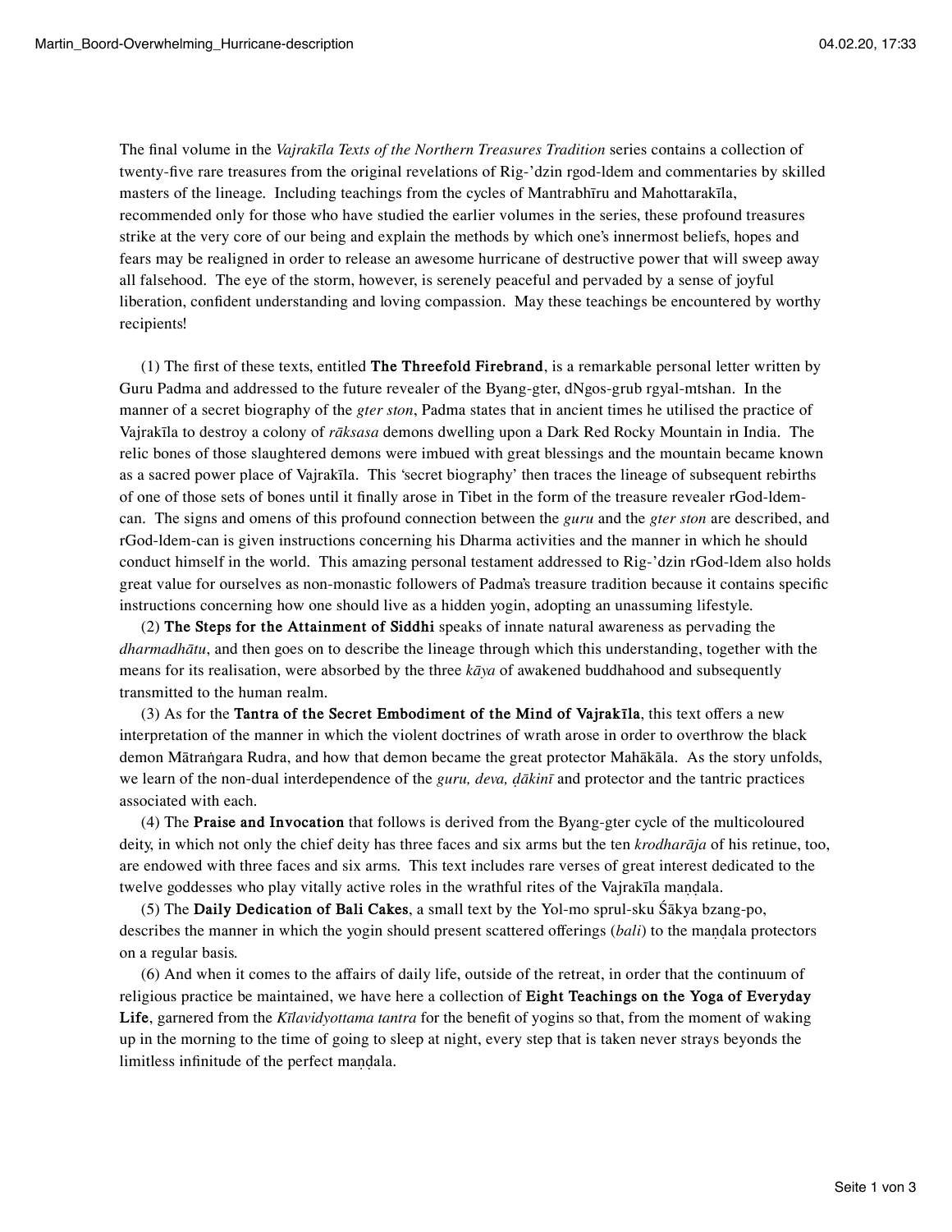The final volume in the *Vajrakīla Texts of the Northern Treasures Tradition* series contains a collection of twenty-five rare treasures from the original revelations of Rig-'dzin rgod-ldem and commentaries by skilled masters of the lineage. Including teachings from the cycles of Mantrabhīru and Mahottarakīla, recommended only for those who have studied the earlier volumes in the series, these profound treasures strike at the very core of our being and explain the methods by which one's innermost beliefs, hopes and fears may be realigned in order to release an awesome hurricane of destructive power that will sweep away all falsehood. The eye of the storm, however, is serenely peaceful and pervaded by a sense of joyful liberation, confident understanding and loving compassion. May these teachings be encountered by worthy recipients!

(1) The first of these texts, entitled **The Threefold Firebrand**, is a remarkable personal letter written by Guru Padma and addressed to the future revealer of the Byang-gter, dNgos-grub rgyal-mtshan. In the manner of a secret biography of the *gter ston*, Padma states that in ancient times he utilised the practice of Vajrakīla to destroy a colony of *rākṣasa* demons dwelling upon a Dark Red Rocky Mountain in India. The relic bones of those slaughtered demons were imbued with great blessings and the mountain became known as a sacred power place of Vajrakīla. This 'secret biography' then traces the lineage of subsequent rebirths of one of those sets of bones until it finally arose in Tibet in the form of the treasure revealer rGod-ldem-can. The signs and omens of this profound connection between the *guru* and the *gter ston* are described, and rGod-ldem-can is given instructions concerning his Dharma activities and the manner in which he should conduct himself in the world. This amazing personal testament addressed to Rig-'dzin rGod-ldem also holds great value for ourselves as non-monastic followers of Padma's treasure tradition because it contains specific instructions concerning how one should live as a hidden yogin, adopting an unassuming lifestyle.

(2) **The Steps for the Attainment of Siddhi** speaks of innate natural awareness as pervading the *dharmadhātu*, and then goes on to describe the lineage through which this understanding, together with the means for its realisation, were absorbed by the three *kāya* of awakened buddhahood and subsequently transmitted to the human realm.

(3) As for the **Tantra of the Secret Embodiment of the Mind of Vajrakīla**, this text offers a new interpretation of the manner in which the violent doctrines of wrath arose in order to overthrow the black demon Mātraṅgara Rudra, and how that demon became the great protector Mahākāla. As the story unfolds, we learn of the non-dual interdependence of the *guru, deva, ḍākinī* and protector and the tantric practices associated with each.

(4) The **Praise and Invocation** that follows is derived from the Byang-gter cycle of the multicoloured deity, in which not only the chief deity has three faces and six arms but the ten *krodharāja* of his retinue, too, are endowed with three faces and six arms. This text includes rare verses of great interest dedicated to the twelve goddesses who play vitally active roles in the wrathful rites of the Vajrakīla maṇḍala.

(5) The **Daily Dedication of Bali Cakes**, a small text by the Yol-mo sprul-sku Śākya bzang-po, describes the manner in which the yogin should present scattered offerings (*bali*) to the maṇḍala protectors on a regular basis.

(6) And when it comes to the affairs of daily life, outside of the retreat, in order that the continuum of religious practice be maintained, we have here a collection of **Eight Teachings on the Yoga of Everyday Life**, garnered from the *Kīlavidyottama tantra* for the benefit of yogins so that, from the moment of waking up in the morning to the time of going to sleep at night, every step that is taken never strays beyonds the limitless infinitude of the perfect maṇḍala.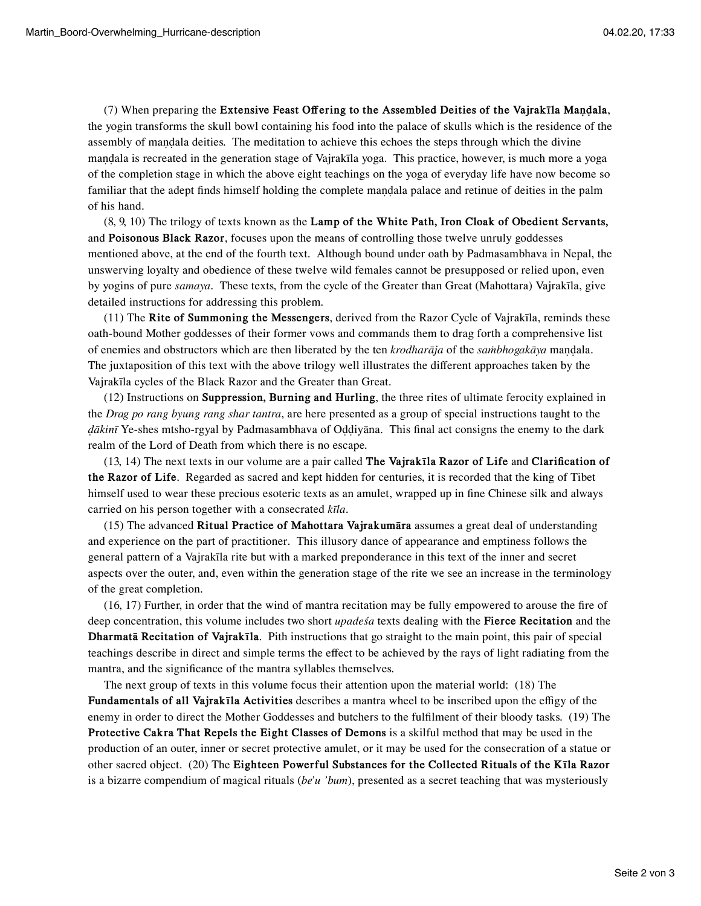(7) When preparing the **Extensive Feast Offering to the Assembled Deities of the Vajrakīla Maṇḍala**, the yogin transforms the skull bowl containing his food into the palace of skulls which is the residence of the assembly of maṇḍala deities. The meditation to achieve this echoes the steps through which the divine maṇḍala is recreated in the generation stage of Vajrakīla yoga. This practice, however, is much more a yoga of the completion stage in which the above eight teachings on the yoga of everyday life have now become so familiar that the adept finds himself holding the complete maṇḍala palace and retinue of deities in the palm of his hand.

(8, 9, 10) The trilogy of texts known as the **Lamp of the White Path, Iron Cloak of Obedient Servants,** and **Poisonous Black Razor**, focuses upon the means of controlling those twelve unruly goddesses mentioned above, at the end of the fourth text. Although bound under oath by Padmasambhava in Nepal, the unswerving loyalty and obedience of these twelve wild females cannot be presupposed or relied upon, even by yogins of pure *samaya*. These texts, from the cycle of the Greater than Great (Mahottara) Vajrakīla, give detailed instructions for addressing this problem.

(11) The **Rite of Summoning the Messengers**, derived from the Razor Cycle of Vajrakīla, reminds these oath-bound Mother goddesses of their former vows and commands them to drag forth a comprehensive list of enemies and obstructors which are then liberated by the ten *krodharāja* of the *saṁbhogakāya* maṇḍala. The juxtaposition of this text with the above trilogy well illustrates the different approaches taken by the Vajrakīla cycles of the Black Razor and the Greater than Great.

(12) Instructions on **Suppression, Burning and Hurling**, the three rites of ultimate ferocity explained in the *Drag po rang byung rang shar tantra*, are here presented as a group of special instructions taught to the *ḍākinī* Ye-shes mtsho-rgyal by Padmasambhava of Oḍḍiyāna. This final act consigns the enemy to the dark realm of the Lord of Death from which there is no escape.

(13, 14) The next texts in our volume are a pair called **The Vajrakīla Razor of Life** and **Clarification of the Razor of Life**. Regarded as sacred and kept hidden for centuries, it is recorded that the king of Tibet himself used to wear these precious esoteric texts as an amulet, wrapped up in fine Chinese silk and always carried on his person together with a consecrated *kīla*.

(15) The advanced **Ritual Practice of Mahottara Vajrakumāra** assumes a great deal of understanding and experience on the part of practitioner. This illusory dance of appearance and emptiness follows the general pattern of a Vajrakīla rite but with a marked preponderance in this text of the inner and secret aspects over the outer, and, even within the generation stage of the rite we see an increase in the terminology of the great completion.

(16, 17) Further, in order that the wind of mantra recitation may be fully empowered to arouse the fire of deep concentration, this volume includes two short *upadeśa* texts dealing with the **Fierce Recitation** and the **Dharmatā Recitation of Vajrakīla**. Pith instructions that go straight to the main point, this pair of special teachings describe in direct and simple terms the effect to be achieved by the rays of light radiating from the mantra, and the significance of the mantra syllables themselves.

The next group of texts in this volume focus their attention upon the material world: (18) The **Fundamentals of all Vajrakīla Activities** describes a mantra wheel to be inscribed upon the effigy of the enemy in order to direct the Mother Goddesses and butchers to the fulfilment of their bloody tasks. (19) The **Protective Cakra That Repels the Eight Classes of Demons** is a skilful method that may be used in the production of an outer, inner or secret protective amulet, or it may be used for the consecration of a statue or other sacred object. (20) The **Eighteen Powerful Substances for the Collected Rituals of the Kīla Razor** is a bizarre compendium of magical rituals (*be'u 'bum*), presented as a secret teaching that was mysteriously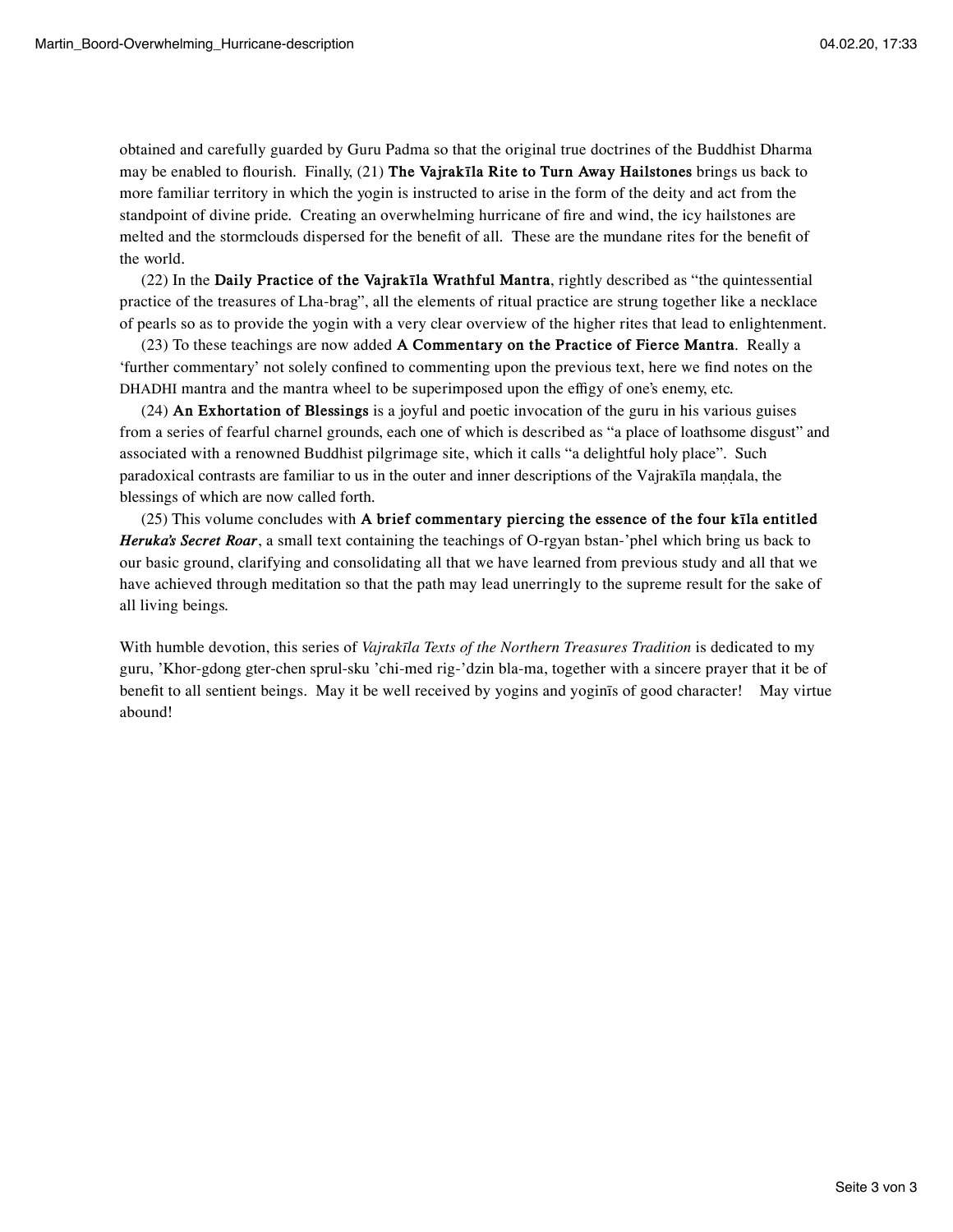obtained and carefully guarded by Guru Padma so that the original true doctrines of the Buddhist Dharma may be enabled to flourish. Finally, (21) **The Vajrakīla Rite to Turn Away Hailstones** brings us back to more familiar territory in which the yogin is instructed to arise in the form of the deity and act from the standpoint of divine pride. Creating an overwhelming hurricane of fire and wind, the icy hailstones are melted and the stormclouds dispersed for the benefit of all. These are the mundane rites for the benefit of the world.

(22) In the **Daily Practice of the Vajrakīla Wrathful Mantra**, rightly described as "the quintessential practice of the treasures of Lha-brag", all the elements of ritual practice are strung together like a necklace of pearls so as to provide the yogin with a very clear overview of the higher rites that lead to enlightenment.

(23) To these teachings are now added **A Commentary on the Practice of Fierce Mantra**. Really a 'further commentary' not solely confined to commenting upon the previous text, here we find notes on the DHADHI mantra and the mantra wheel to be superimposed upon the effigy of one's enemy, etc.

(24) **An Exhortation of Blessings** is a joyful and poetic invocation of the guru in his various guises from a series of fearful charnel grounds, each one of which is described as "a place of loathsome disgust" and associated with a renowned Buddhist pilgrimage site, which it calls "a delightful holy place". Such paradoxical contrasts are familiar to us in the outer and inner descriptions of the Vajrakīla maṇḍala, the blessings of which are now called forth.

(25) This volume concludes with **A brief commentary piercing the essence of the four kīla entitled *Heruka's Secret Roar***, a small text containing the teachings of O-rgyan bstan-'phel which bring us back to our basic ground, clarifying and consolidating all that we have learned from previous study and all that we have achieved through meditation so that the path may lead unerringly to the supreme result for the sake of all living beings.

With humble devotion, this series of *Vajrakīla Texts of the Northern Treasures Tradition* is dedicated to my guru, 'Khor-gdong gter-chen sprul-sku 'chi-med rig-'dzin bla-ma, together with a sincere prayer that it be of benefit to all sentient beings. May it be well received by yogins and yoginīs of good character! May virtue abound!